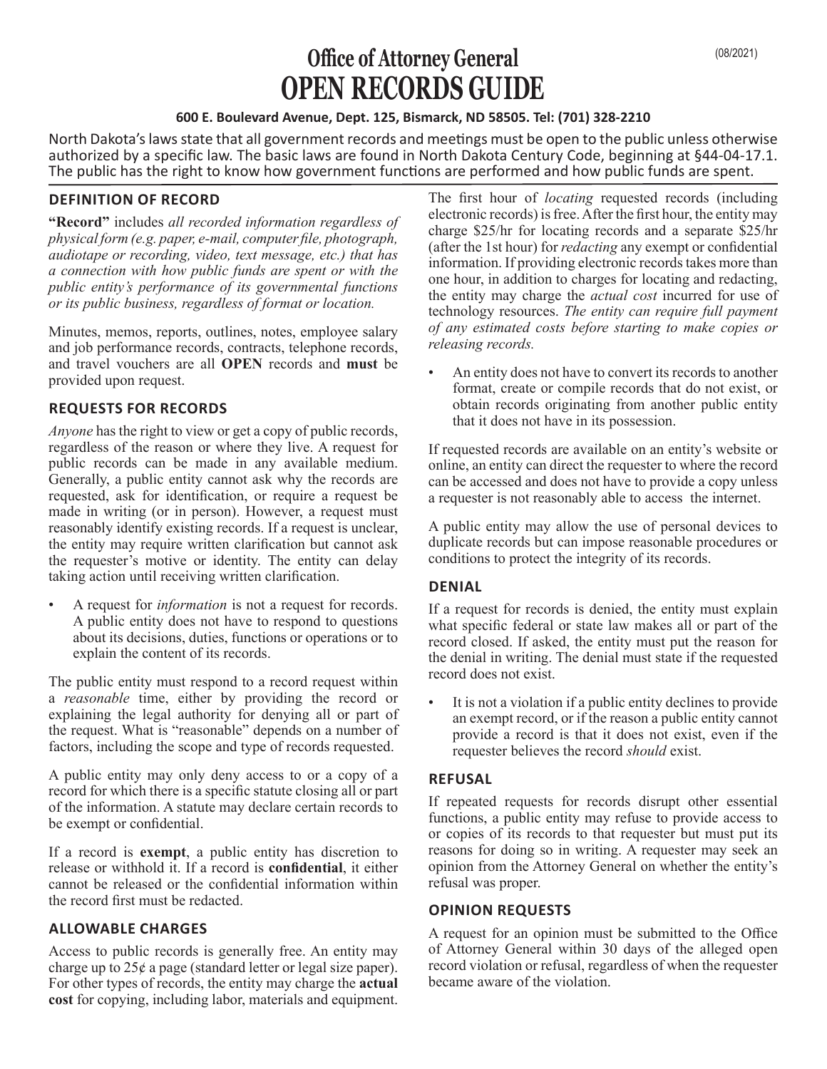(08/2021)

# Office of Attorney General
# OPEN RECORDS GUIDE

**600 E. Boulevard Avenue, Dept. 125, Bismarck, ND 58505. Tel: (701) 328-2210**

North Dakota's laws state that all government records and meetings must be open to the public unless otherwise authorized by a specific law. The basic laws are found in North Dakota Century Code, beginning at §44-04-17.1. The public has the right to know how government functions are performed and how public funds are spent.

## DEFINITION OF RECORD

**"Record"** includes *all recorded information regardless of physical form (e.g. paper, e-mail, computer file, photograph, audiotape or recording, video, text message, etc.) that has a connection with how public funds are spent or with the public entity's performance of its governmental functions or its public business, regardless of format or location.*

Minutes, memos, reports, outlines, notes, employee salary and job performance records, contracts, telephone records, and travel vouchers are all **OPEN** records and **must** be provided upon request.

## REQUESTS FOR RECORDS

*Anyone* has the right to view or get a copy of public records, regardless of the reason or where they live. A request for public records can be made in any available medium. Generally, a public entity cannot ask why the records are requested, ask for identification, or require a request be made in writing (or in person). However, a request must reasonably identify existing records. If a request is unclear, the entity may require written clarification but cannot ask the requester's motive or identity. The entity can delay taking action until receiving written clarification.

- A request for *information* is not a request for records. A public entity does not have to respond to questions about its decisions, duties, functions or operations or to explain the content of its records.

The public entity must respond to a record request within a *reasonable* time, either by providing the record or explaining the legal authority for denying all or part of the request. What is "reasonable" depends on a number of factors, including the scope and type of records requested.

A public entity may only deny access to or a copy of a record for which there is a specific statute closing all or part of the information. A statute may declare certain records to be exempt or confidential.

If a record is **exempt**, a public entity has discretion to release or withhold it. If a record is **confidential**, it either cannot be released or the confidential information within the record first must be redacted.

## ALLOWABLE CHARGES

Access to public records is generally free. An entity may charge up to 25¢ a page (standard letter or legal size paper). For other types of records, the entity may charge the **actual cost** for copying, including labor, materials and equipment. The first hour of *locating* requested records (including electronic records) is free. After the first hour, the entity may charge $25/hr for locating records and a separate $25/hr (after the 1st hour) for *redacting* any exempt or confidential information. If providing electronic records takes more than one hour, in addition to charges for locating and redacting, the entity may charge the *actual cost* incurred for use of technology resources. *The entity can require full payment of any estimated costs before starting to make copies or releasing records.*

- An entity does not have to convert its records to another format, create or compile records that do not exist, or obtain records originating from another public entity that it does not have in its possession.

If requested records are available on an entity's website or online, an entity can direct the requester to where the record can be accessed and does not have to provide a copy unless a requester is not reasonably able to access the internet.

A public entity may allow the use of personal devices to duplicate records but can impose reasonable procedures or conditions to protect the integrity of its records.

## DENIAL

If a request for records is denied, the entity must explain what specific federal or state law makes all or part of the record closed. If asked, the entity must put the reason for the denial in writing. The denial must state if the requested record does not exist.

- It is not a violation if a public entity declines to provide an exempt record, or if the reason a public entity cannot provide a record is that it does not exist, even if the requester believes the record *should* exist.

## REFUSAL

If repeated requests for records disrupt other essential functions, a public entity may refuse to provide access to or copies of its records to that requester but must put its reasons for doing so in writing. A requester may seek an opinion from the Attorney General on whether the entity's refusal was proper.

## OPINION REQUESTS

A request for an opinion must be submitted to the Office of Attorney General within 30 days of the alleged open record violation or refusal, regardless of when the requester became aware of the violation.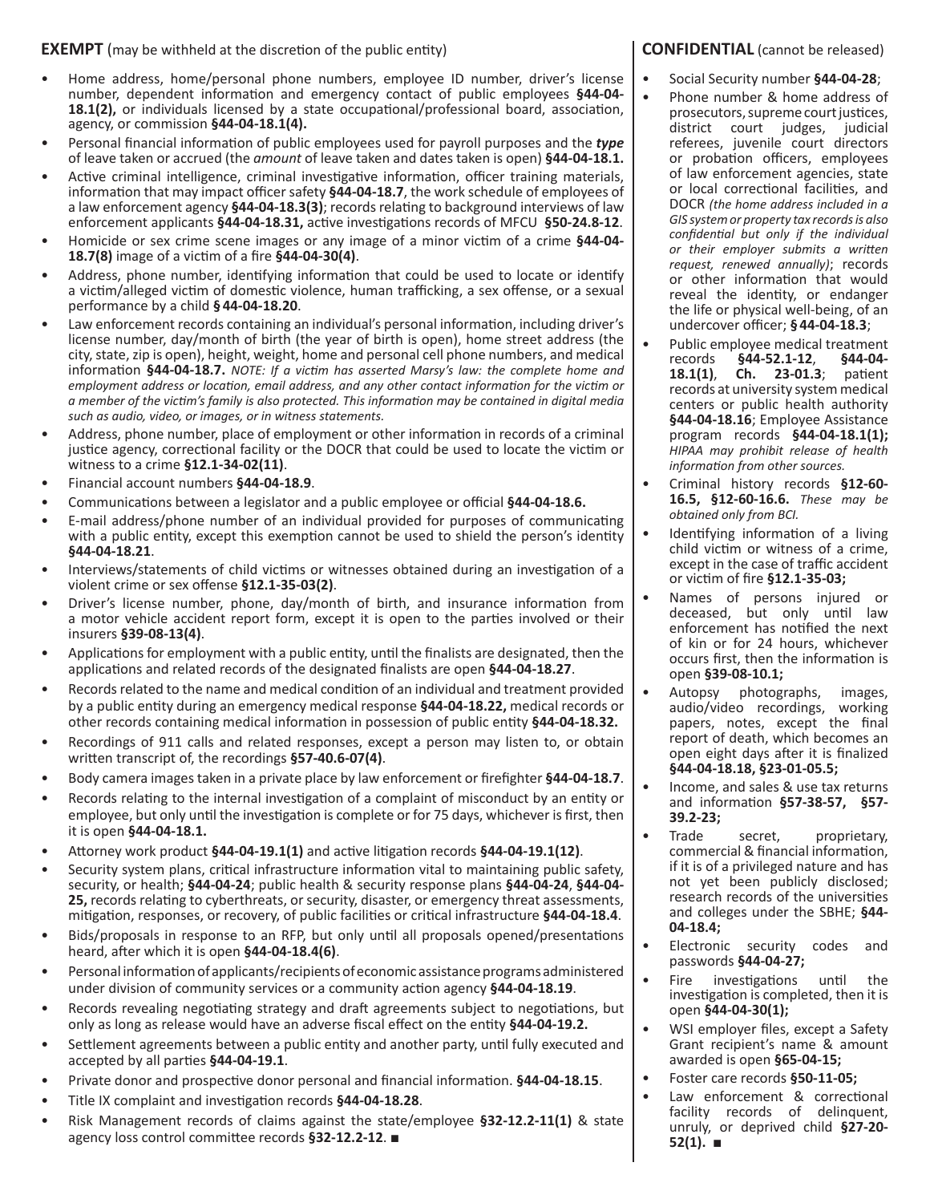**EXEMPT** (may be withheld at the discretion of the public entity)

- Home address, home/personal phone numbers, employee ID number, driver's license number, dependent information and emergency contact of public employees **§44-04-18.1(2),** or individuals licensed by a state occupational/professional board, association, agency, or commission **§44-04-18.1(4).**
- Personal financial information of public employees used for payroll purposes and the ***type*** of leave taken or accrued (the *amount* of leave taken and dates taken is open) **§44-04-18.1.**
- Active criminal intelligence, criminal investigative information, officer training materials, information that may impact officer safety **§44-04-18.7**, the work schedule of employees of a law enforcement agency **§44-04-18.3(3)**; records relating to background interviews of law enforcement applicants **§44-04-18.31,** active investigations records of MFCU **§50-24.8-12**.
- Homicide or sex crime scene images or any image of a minor victim of a crime **§44-04-18.7(8)** image of a victim of a fire **§44-04-30(4)**.
- Address, phone number, identifying information that could be used to locate or identify a victim/alleged victim of domestic violence, human trafficking, a sex offense, or a sexual performance by a child **§44-04-18.20**.
- Law enforcement records containing an individual's personal information, including driver's license number, day/month of birth (the year of birth is open), home street address (the city, state, zip is open), height, weight, home and personal cell phone numbers, and medical information **§44-04-18.7.** *NOTE: If a victim has asserted Marsy's law: the complete home and employment address or location, email address, and any other contact information for the victim or a member of the victim's family is also protected. This information may be contained in digital media such as audio, video, or images, or in witness statements.*
- Address, phone number, place of employment or other information in records of a criminal justice agency, correctional facility or the DOCR that could be used to locate the victim or witness to a crime **§12.1-34-02(11)**.
- Financial account numbers **§44-04-18.9**.
- Communications between a legislator and a public employee or official **§44-04-18.6.**
- E-mail address/phone number of an individual provided for purposes of communicating with a public entity, except this exemption cannot be used to shield the person's identity **§44-04-18.21**.
- Interviews/statements of child victims or witnesses obtained during an investigation of a violent crime or sex offense **§12.1-35-03(2)**.
- Driver's license number, phone, day/month of birth, and insurance information from a motor vehicle accident report form, except it is open to the parties involved or their insurers **§39-08-13(4)**.
- Applications for employment with a public entity, until the finalists are designated, then the applications and related records of the designated finalists are open **§44-04-18.27**.
- Records related to the name and medical condition of an individual and treatment provided by a public entity during an emergency medical response **§44-04-18.22,** medical records or other records containing medical information in possession of public entity **§44-04-18.32.**
- Recordings of 911 calls and related responses, except a person may listen to, or obtain written transcript of, the recordings **§57-40.6-07(4)**.
- Body camera images taken in a private place by law enforcement or firefighter **§44-04-18.7**.
- Records relating to the internal investigation of a complaint of misconduct by an entity or employee, but only until the investigation is complete or for 75 days, whichever is first, then it is open **§44-04-18.1.**
- Attorney work product **§44-04-19.1(1)** and active litigation records **§44-04-19.1(12)**.
- Security system plans, critical infrastructure information vital to maintaining public safety, security, or health; **§44-04-24**; public health & security response plans **§44-04-24**, **§44-04-25,** records relating to cyberthreats, or security, disaster, or emergency threat assessments, mitigation, responses, or recovery, of public facilities or critical infrastructure **§44-04-18.4**.
- Bids/proposals in response to an RFP, but only until all proposals opened/presentations heard, after which it is open **§44-04-18.4(6)**.
- Personal information of applicants/recipients of economic assistance programs administered under division of community services or a community action agency **§44-04-18.19**.
- Records revealing negotiating strategy and draft agreements subject to negotiations, but only as long as release would have an adverse fiscal effect on the entity **§44-04-19.2.**
- Settlement agreements between a public entity and another party, until fully executed and accepted by all parties **§44-04-19.1**.
- Private donor and prospective donor personal and financial information. **§44-04-18.15**.
- Title IX complaint and investigation records **§44-04-18.28**.
- Risk Management records of claims against the state/employee **§32-12.2-11(1)** & state agency loss control committee records **§32-12.2-12**. ■

**CONFIDENTIAL** (cannot be released)

- Social Security number **§44-04-28**;
- Phone number & home address of prosecutors, supreme court justices, district court judges, judicial referees, juvenile court directors or probation officers, employees of law enforcement agencies, state or local correctional facilities, and DOCR *(the home address included in a GIS system or property tax records is also confidential but only if the individual or their employer submits a written request, renewed annually)*; records or other information that would reveal the identity, or endanger the life or physical well-being, of an undercover officer; **§44-04-18.3**;
- Public employee medical treatment records **§44-52.1-12**, **§44-04-18.1(1)**, **Ch. 23-01.3**; patient records at university system medical centers or public health authority **§44-04-18.16**; Employee Assistance program records **§44-04-18.1(1);** *HIPAA may prohibit release of health information from other sources.*
- Criminal history records **§12-60-16.5, §12-60-16.6.** *These may be obtained only from BCI.*
- Identifying information of a living child victim or witness of a crime, except in the case of traffic accident or victim of fire **§12.1-35-03;**
- Names of persons injured or deceased, but only until law enforcement has notified the next of kin or for 24 hours, whichever occurs first, then the information is open **§39-08-10.1;**
- Autopsy photographs, images, audio/video recordings, working papers, notes, except the final report of death, which becomes an open eight days after it is finalized **§44-04-18.18, §23-01-05.5;**
- Income, and sales & use tax returns and information **§57-38-57, §57-39.2-23;**
- Trade secret, proprietary, commercial & financial information, if it is of a privileged nature and has not yet been publicly disclosed; research records of the universities and colleges under the SBHE; **§44-04-18.4;**
- Electronic security codes and passwords **§44-04-27;**
- Fire investigations until the investigation is completed, then it is open **§44-04-30(1);**
- WSI employer files, except a Safety Grant recipient's name & amount awarded is open **§65-04-15;**
- Foster care records **§50-11-05;**
- Law enforcement & correctional facility records of delinquent, unruly, or deprived child **§27-20-52(1).** ■